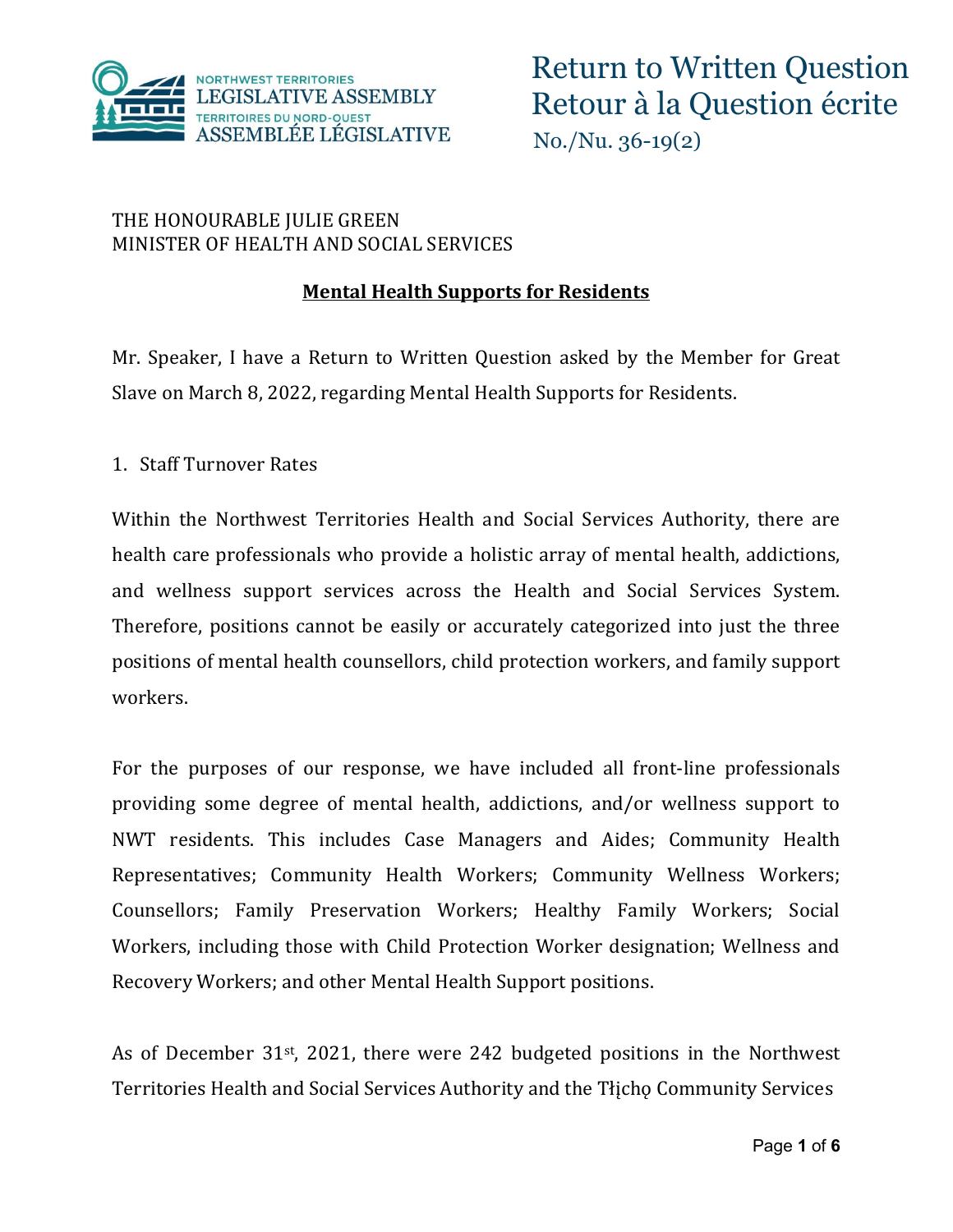# Return to Written Question
# Retour à la Question écrite

No./Nu. 36-19(2)

THE HONOURABLE JULIE GREEN
MINISTER OF HEALTH AND SOCIAL SERVICES

## Mental Health Supports for Residents

Mr. Speaker, I have a Return to Written Question asked by the Member for Great Slave on March 8, 2022, regarding Mental Health Supports for Residents.

1. Staff Turnover Rates

Within the Northwest Territories Health and Social Services Authority, there are health care professionals who provide a holistic array of mental health, addictions, and wellness support services across the Health and Social Services System. Therefore, positions cannot be easily or accurately categorized into just the three positions of mental health counsellors, child protection workers, and family support workers.

For the purposes of our response, we have included all front-line professionals providing some degree of mental health, addictions, and/or wellness support to NWT residents. This includes Case Managers and Aides; Community Health Representatives; Community Health Workers; Community Wellness Workers; Counsellors; Family Preservation Workers; Healthy Family Workers; Social Workers, including those with Child Protection Worker designation; Wellness and Recovery Workers; and other Mental Health Support positions.

As of December 31st, 2021, there were 242 budgeted positions in the Northwest Territories Health and Social Services Authority and the Tłı̨chǫ Community Services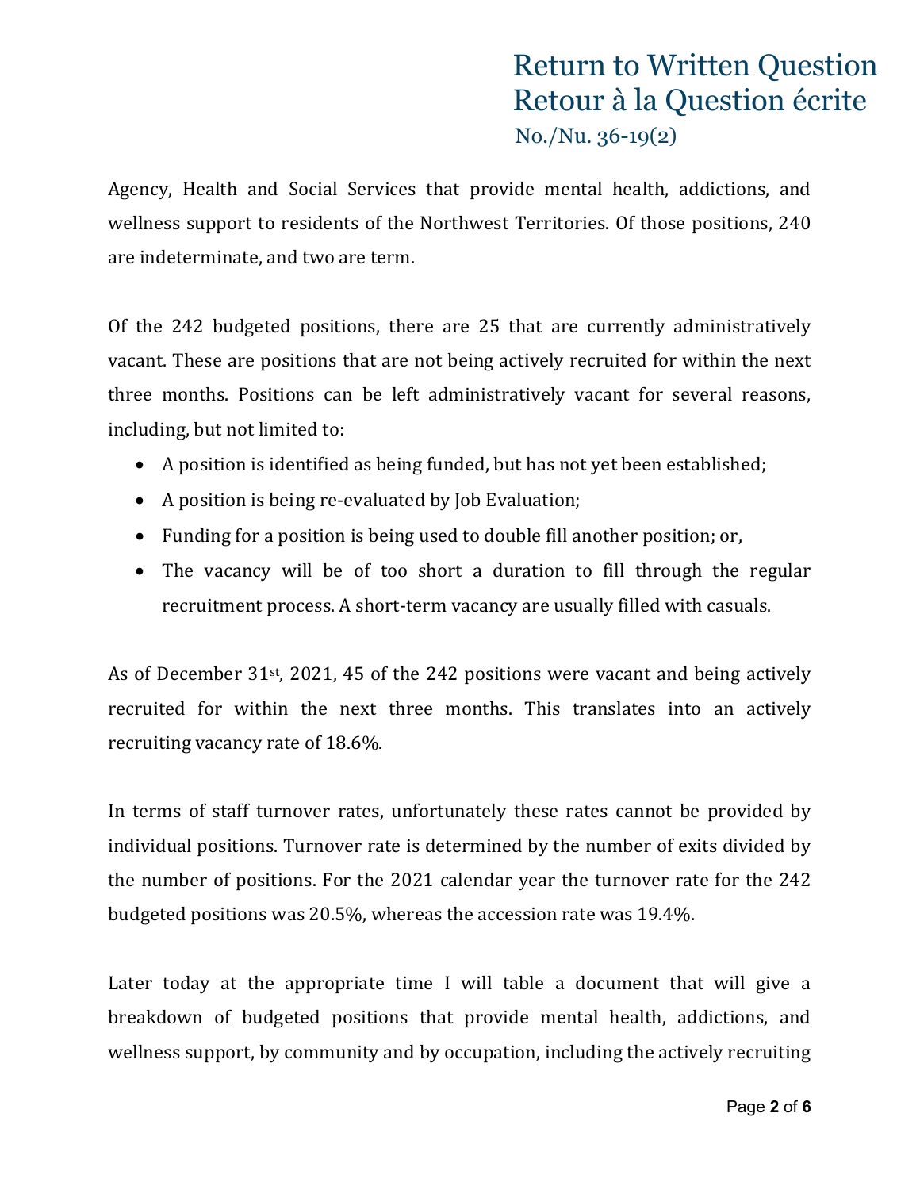Agency, Health and Social Services that provide mental health, addictions, and wellness support to residents of the Northwest Territories. Of those positions, 240 are indeterminate, and two are term.

Of the 242 budgeted positions, there are 25 that are currently administratively vacant. These are positions that are not being actively recruited for within the next three months. Positions can be left administratively vacant for several reasons, including, but not limited to:

- A position is identified as being funded, but has not yet been established;
- A position is being re-evaluated by Job Evaluation;
- Funding for a position is being used to double fill another position; or,
- The vacancy will be of too short a duration to fill through the regular recruitment process. A short-term vacancy are usually filled with casuals.

As of December 31st, 2021, 45 of the 242 positions were vacant and being actively recruited for within the next three months. This translates into an actively recruiting vacancy rate of 18.6%.

In terms of staff turnover rates, unfortunately these rates cannot be provided by individual positions. Turnover rate is determined by the number of exits divided by the number of positions. For the 2021 calendar year the turnover rate for the 242 budgeted positions was 20.5%, whereas the accession rate was 19.4%.

Later today at the appropriate time I will table a document that will give a breakdown of budgeted positions that provide mental health, addictions, and wellness support, by community and by occupation, including the actively recruiting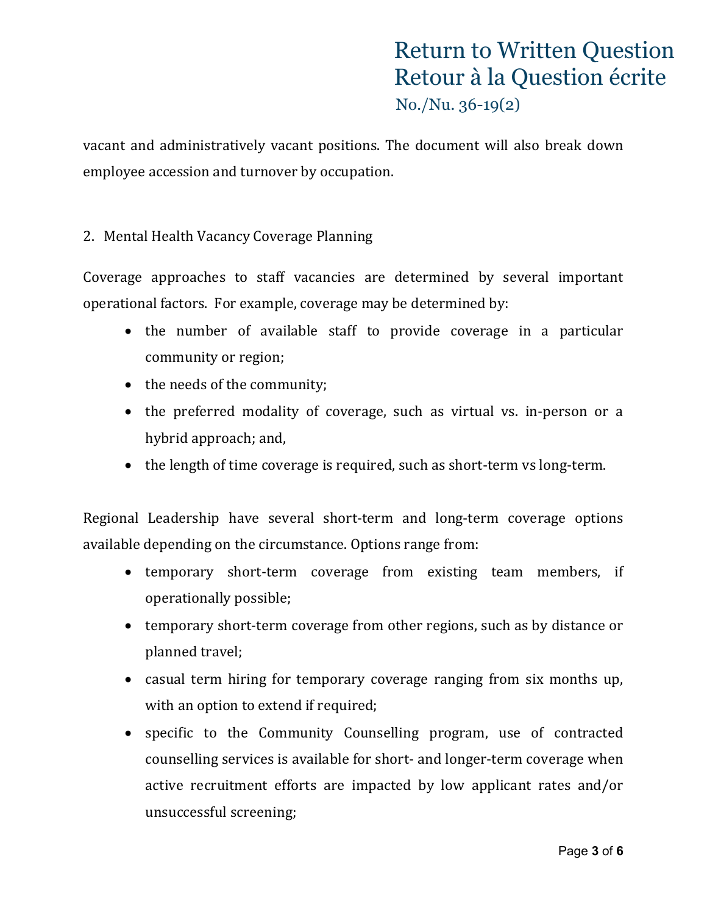vacant and administratively vacant positions. The document will also break down employee accession and turnover by occupation.

2. Mental Health Vacancy Coverage Planning

Coverage approaches to staff vacancies are determined by several important operational factors. For example, coverage may be determined by:

- the number of available staff to provide coverage in a particular community or region;
- the needs of the community;
- the preferred modality of coverage, such as virtual vs. in-person or a hybrid approach; and,
- the length of time coverage is required, such as short-term vs long-term.

Regional Leadership have several short-term and long-term coverage options available depending on the circumstance. Options range from:

- temporary short-term coverage from existing team members, if operationally possible;
- temporary short-term coverage from other regions, such as by distance or planned travel;
- casual term hiring for temporary coverage ranging from six months up, with an option to extend if required;
- specific to the Community Counselling program, use of contracted counselling services is available for short- and longer-term coverage when active recruitment efforts are impacted by low applicant rates and/or unsuccessful screening;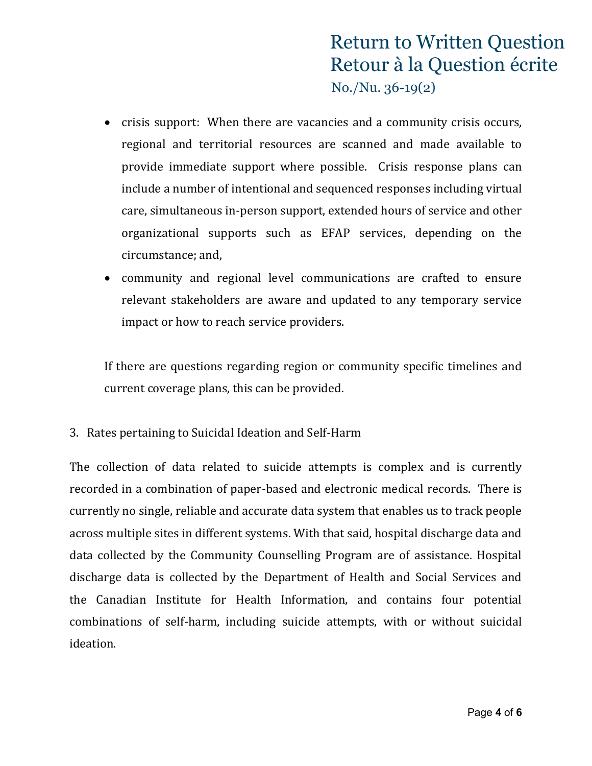- crisis support: When there are vacancies and a community crisis occurs, regional and territorial resources are scanned and made available to provide immediate support where possible. Crisis response plans can include a number of intentional and sequenced responses including virtual care, simultaneous in-person support, extended hours of service and other organizational supports such as EFAP services, depending on the circumstance; and,
- community and regional level communications are crafted to ensure relevant stakeholders are aware and updated to any temporary service impact or how to reach service providers.

If there are questions regarding region or community specific timelines and current coverage plans, this can be provided.

3. Rates pertaining to Suicidal Ideation and Self-Harm

The collection of data related to suicide attempts is complex and is currently recorded in a combination of paper-based and electronic medical records. There is currently no single, reliable and accurate data system that enables us to track people across multiple sites in different systems. With that said, hospital discharge data and data collected by the Community Counselling Program are of assistance. Hospital discharge data is collected by the Department of Health and Social Services and the Canadian Institute for Health Information, and contains four potential combinations of self-harm, including suicide attempts, with or without suicidal ideation.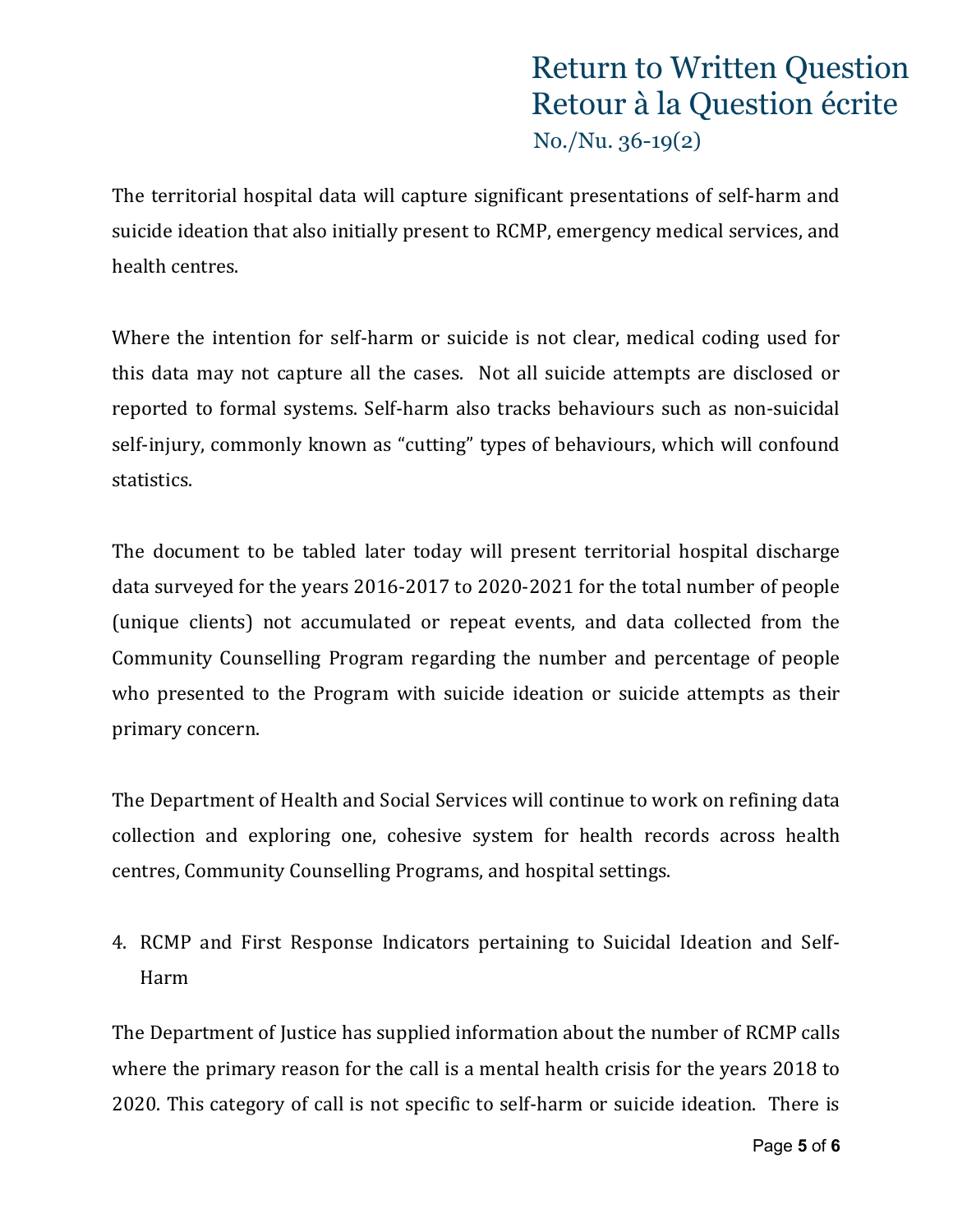The territorial hospital data will capture significant presentations of self-harm and suicide ideation that also initially present to RCMP, emergency medical services, and health centres.

Where the intention for self-harm or suicide is not clear, medical coding used for this data may not capture all the cases. Not all suicide attempts are disclosed or reported to formal systems. Self-harm also tracks behaviours such as non-suicidal self-injury, commonly known as "cutting" types of behaviours, which will confound statistics.

The document to be tabled later today will present territorial hospital discharge data surveyed for the years 2016-2017 to 2020-2021 for the total number of people (unique clients) not accumulated or repeat events, and data collected from the Community Counselling Program regarding the number and percentage of people who presented to the Program with suicide ideation or suicide attempts as their primary concern.

The Department of Health and Social Services will continue to work on refining data collection and exploring one, cohesive system for health records across health centres, Community Counselling Programs, and hospital settings.

4. RCMP and First Response Indicators pertaining to Suicidal Ideation and Self-Harm

The Department of Justice has supplied information about the number of RCMP calls where the primary reason for the call is a mental health crisis for the years 2018 to 2020. This category of call is not specific to self-harm or suicide ideation. There is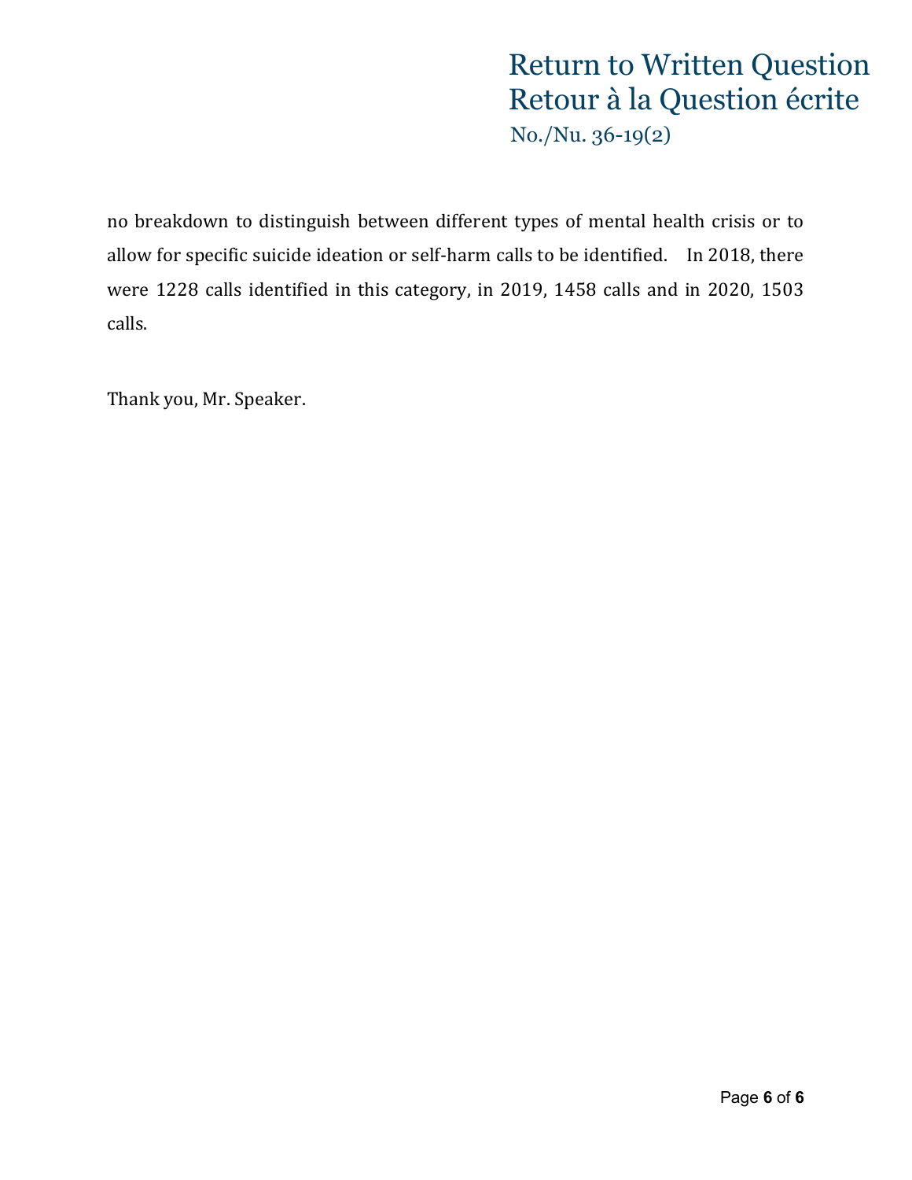no breakdown to distinguish between different types of mental health crisis or to allow for specific suicide ideation or self-harm calls to be identified. In 2018, there were 1228 calls identified in this category, in 2019, 1458 calls and in 2020, 1503 calls.

Thank you, Mr. Speaker.